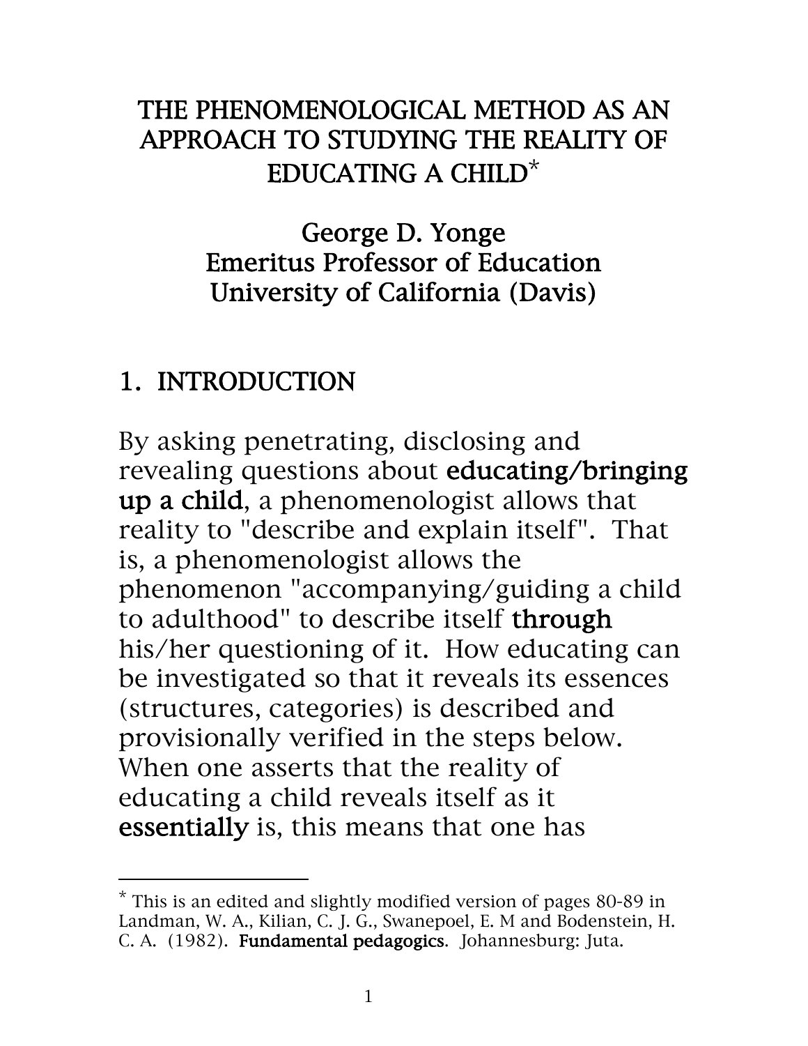# THE PHENOMENOLOGICAL METHOD AS AN APPROACH TO STUDYING THE REALITY OF EDUCATING A CHILD*

George D. Yonge
Emeritus Professor of Education
University of California (Davis)

## 1. INTRODUCTION

By asking penetrating, disclosing and revealing questions about **educating/bringing up a child**, a phenomenologist allows that reality to "describe and explain itself". That is, a phenomenologist allows the phenomenon "accompanying/guiding a child to adulthood" to describe itself **through** his/her questioning of it. How educating can be investigated so that it reveals its essences (structures, categories) is described and provisionally verified in the steps below. When one asserts that the reality of educating a child reveals itself as it **essentially** is, this means that one has

---

* This is an edited and slightly modified version of pages 80-89 in Landman, W. A., Kilian, C. J. G., Swanepoel, E. M and Bodenstein, H. C. A. (1982). **Fundamental pedagogics**. Johannesburg: Juta.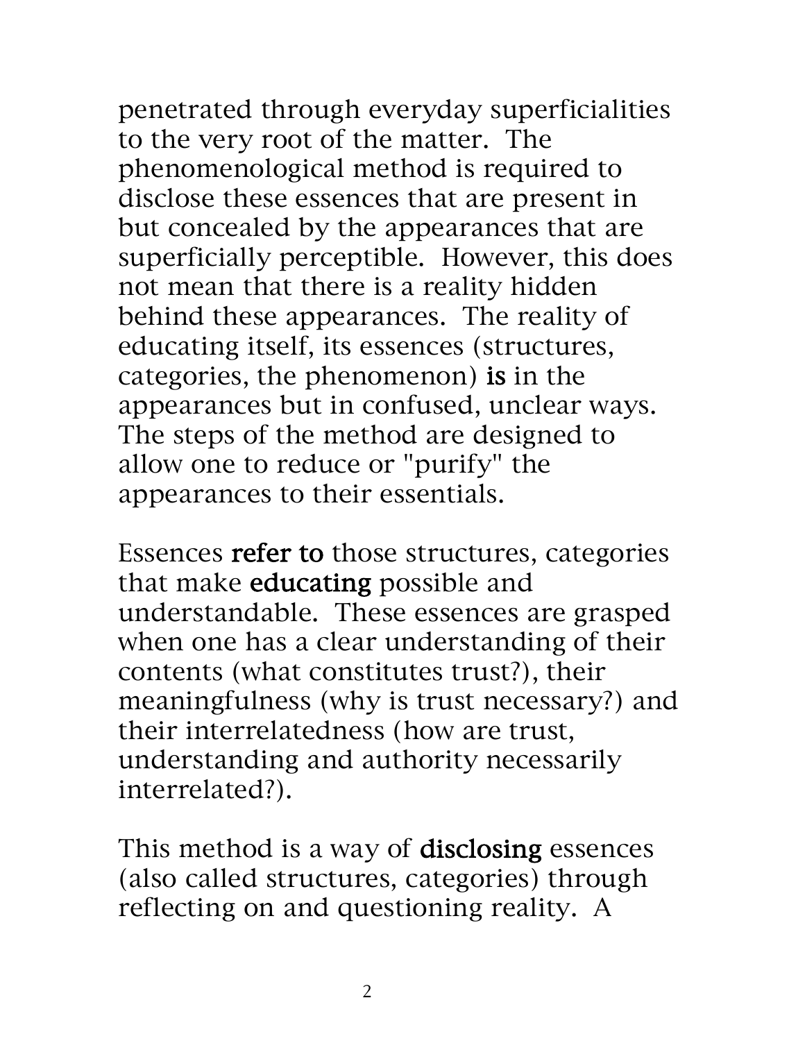penetrated through everyday superficialities to the very root of the matter. The phenomenological method is required to disclose these essences that are present in but concealed by the appearances that are superficially perceptible. However, this does not mean that there is a reality hidden behind these appearances. The reality of educating itself, its essences (structures, categories, the phenomenon) **is** in the appearances but in confused, unclear ways. The steps of the method are designed to allow one to reduce or "purify" the appearances to their essentials.

Essences **refer to** those structures, categories that make **educating** possible and understandable. These essences are grasped when one has a clear understanding of their contents (what constitutes trust?), their meaningfulness (why is trust necessary?) and their interrelatedness (how are trust, understanding and authority necessarily interrelated?).

This method is a way of **disclosing** essences (also called structures, categories) through reflecting on and questioning reality. A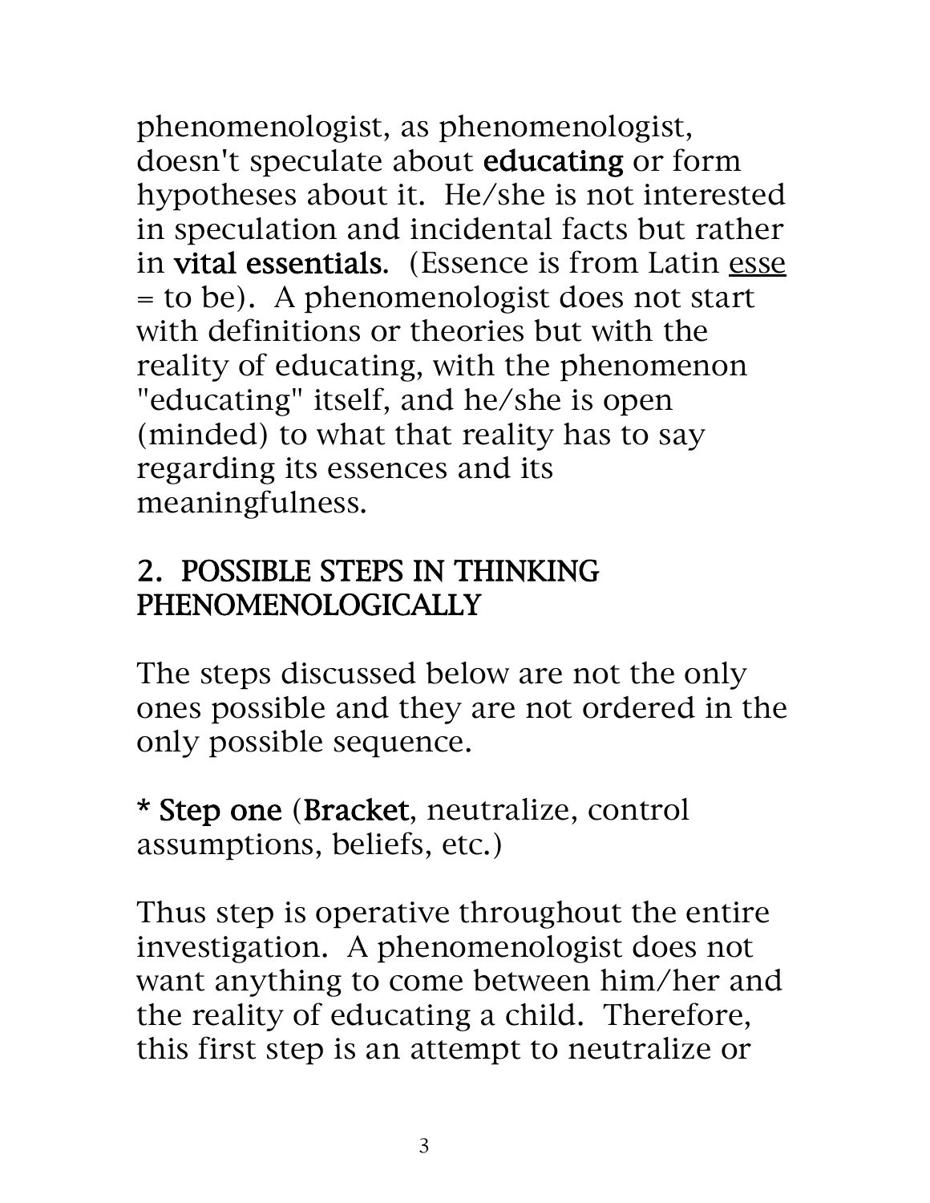phenomenologist, as phenomenologist, doesn't speculate about **educating** or form hypotheses about it. He/she is not interested in speculation and incidental facts but rather in **vital essentials.** (Essence is from Latin <u>esse</u> = to be). A phenomenologist does not start with definitions or theories but with the reality of educating, with the phenomenon "educating" itself, and he/she is open (minded) to what that reality has to say regarding its essences and its meaningfulness.

## 2. POSSIBLE STEPS IN THINKING PHENOMENOLOGICALLY

The steps discussed below are not the only ones possible and they are not ordered in the only possible sequence.

**\* Step one** (**Bracket**, neutralize, control assumptions, beliefs, etc.)

Thus step is operative throughout the entire investigation. A phenomenologist does not want anything to come between him/her and the reality of educating a child. Therefore, this first step is an attempt to neutralize or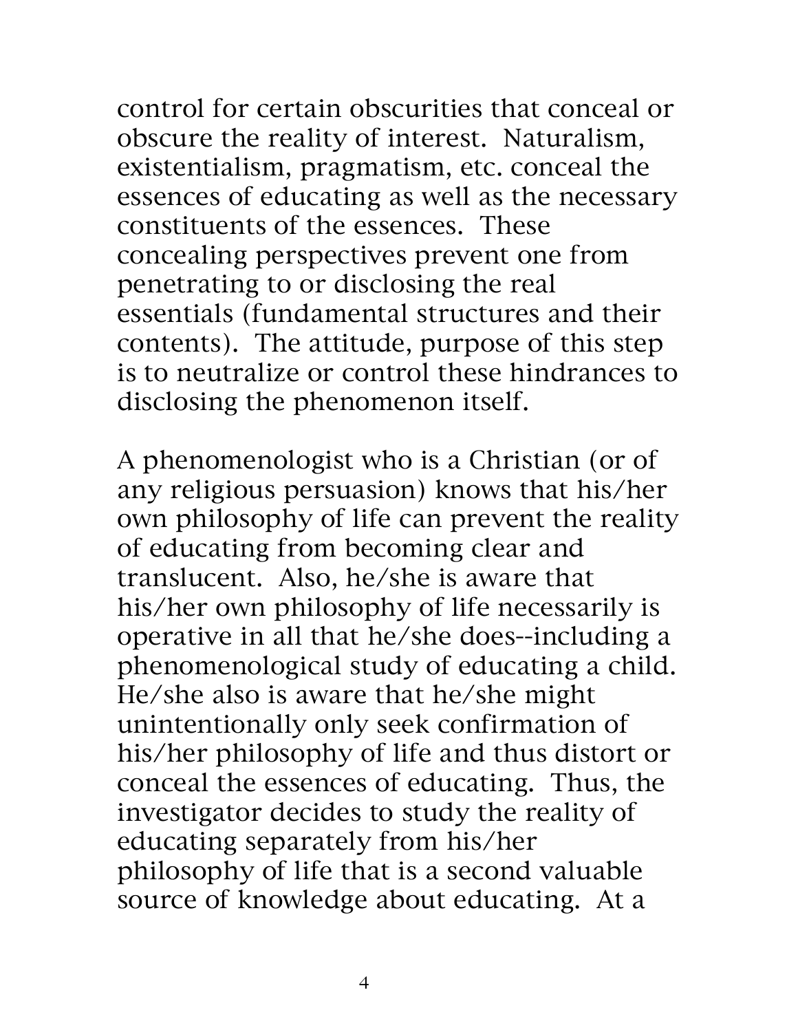control for certain obscurities that conceal or obscure the reality of interest.  Naturalism, existentialism, pragmatism, etc. conceal the essences of educating as well as the necessary constituents of the essences.  These concealing perspectives prevent one from penetrating to or disclosing the real essentials (fundamental structures and their contents).  The attitude, purpose of this step is to neutralize or control these hindrances to disclosing the phenomenon itself.

A phenomenologist who is a Christian (or of any religious persuasion) knows that his/her own philosophy of life can prevent the reality of educating from becoming clear and translucent.  Also, he/she is aware that his/her own philosophy of life necessarily is operative in all that he/she does--including a phenomenological study of educating a child.  He/she also is aware that he/she might unintentionally only seek confirmation of his/her philosophy of life and thus distort or conceal the essences of educating.  Thus, the investigator decides to study the reality of educating separately from his/her philosophy of life that is a second valuable source of knowledge about educating.  At a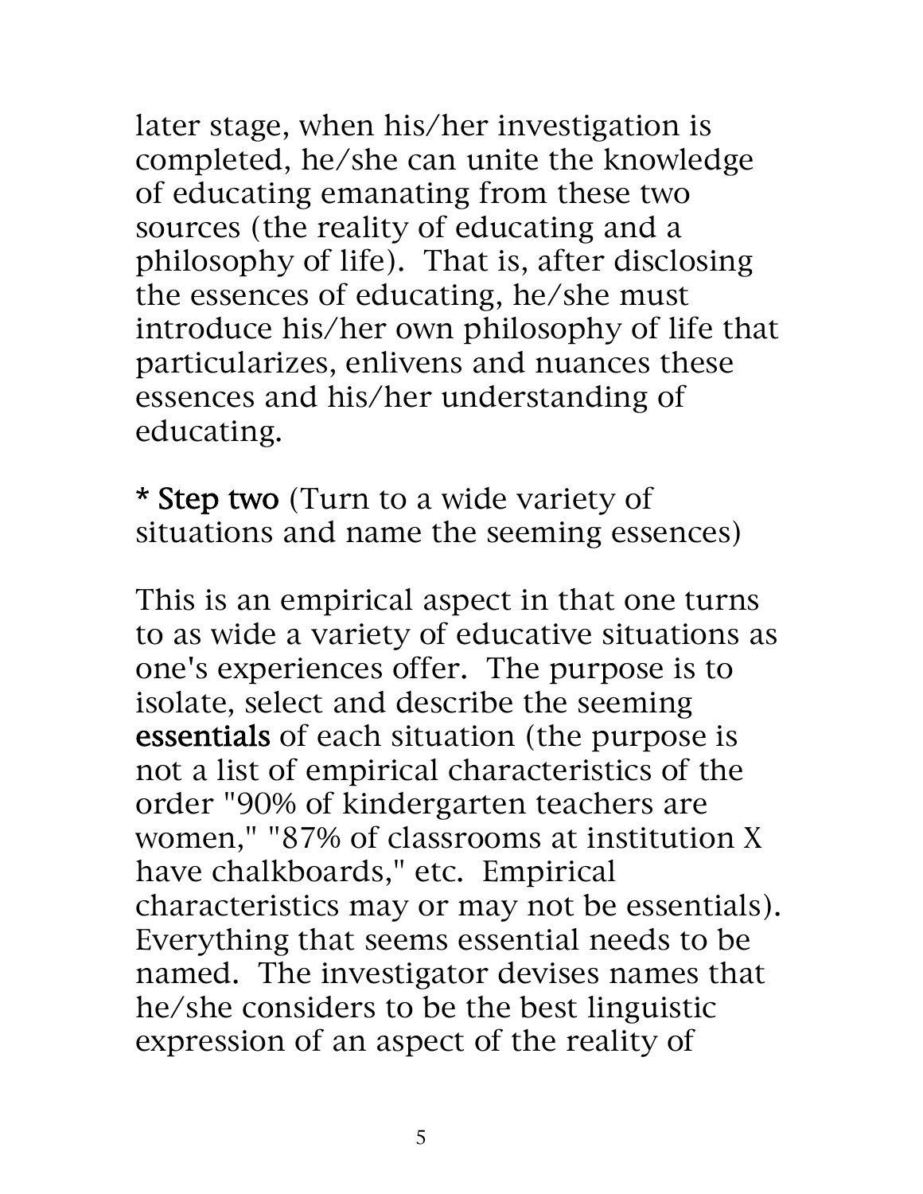later stage, when his/her investigation is completed, he/she can unite the knowledge of educating emanating from these two sources (the reality of educating and a philosophy of life). That is, after disclosing the essences of educating, he/she must introduce his/her own philosophy of life that particularizes, enlivens and nuances these essences and his/her understanding of educating.

* **Step two** (Turn to a wide variety of situations and name the seeming essences)

This is an empirical aspect in that one turns to as wide a variety of educative situations as one's experiences offer. The purpose is to isolate, select and describe the seeming **essentials** of each situation (the purpose is not a list of empirical characteristics of the order "90% of kindergarten teachers are women," "87% of classrooms at institution X have chalkboards," etc. Empirical characteristics may or may not be essentials). Everything that seems essential needs to be named. The investigator devises names that he/she considers to be the best linguistic expression of an aspect of the reality of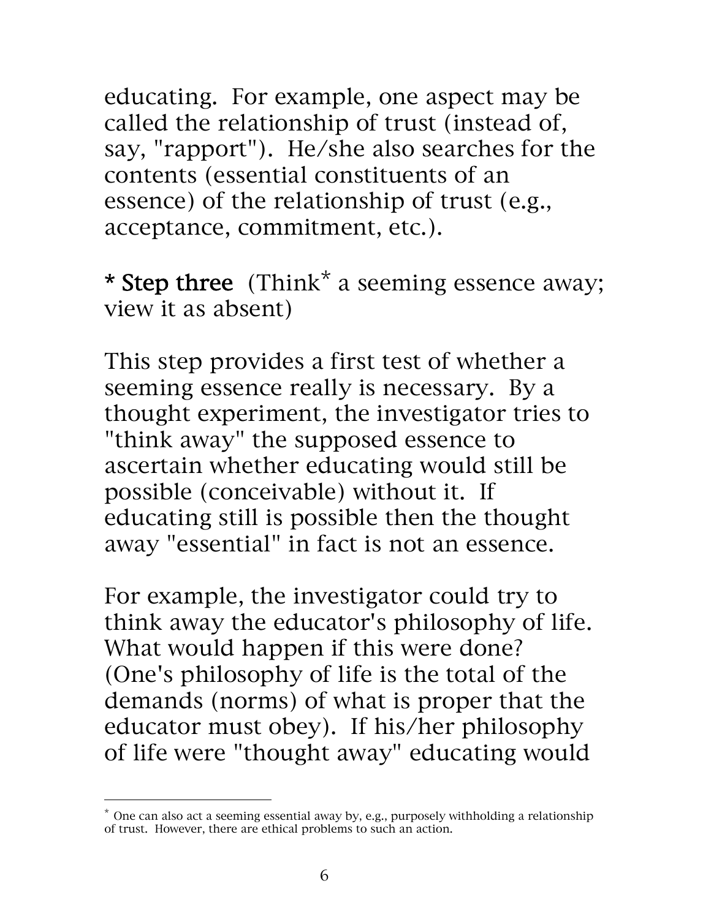educating. For example, one aspect may be called the relationship of trust (instead of, say, "rapport"). He/she also searches for the contents (essential constituents of an essence) of the relationship of trust (e.g., acceptance, commitment, etc.).

* **Step three** (Think* a seeming essence away; view it as absent)

This step provides a first test of whether a seeming essence really is necessary. By a thought experiment, the investigator tries to "think away" the supposed essence to ascertain whether educating would still be possible (conceivable) without it. If educating still is possible then the thought away "essential" in fact is not an essence.

For example, the investigator could try to think away the educator's philosophy of life. What would happen if this were done? (One's philosophy of life is the total of the demands (norms) of what is proper that the educator must obey). If his/her philosophy of life were "thought away" educating would

---

* One can also act a seeming essential away by, e.g., purposely withholding a relationship of trust. However, there are ethical problems to such an action.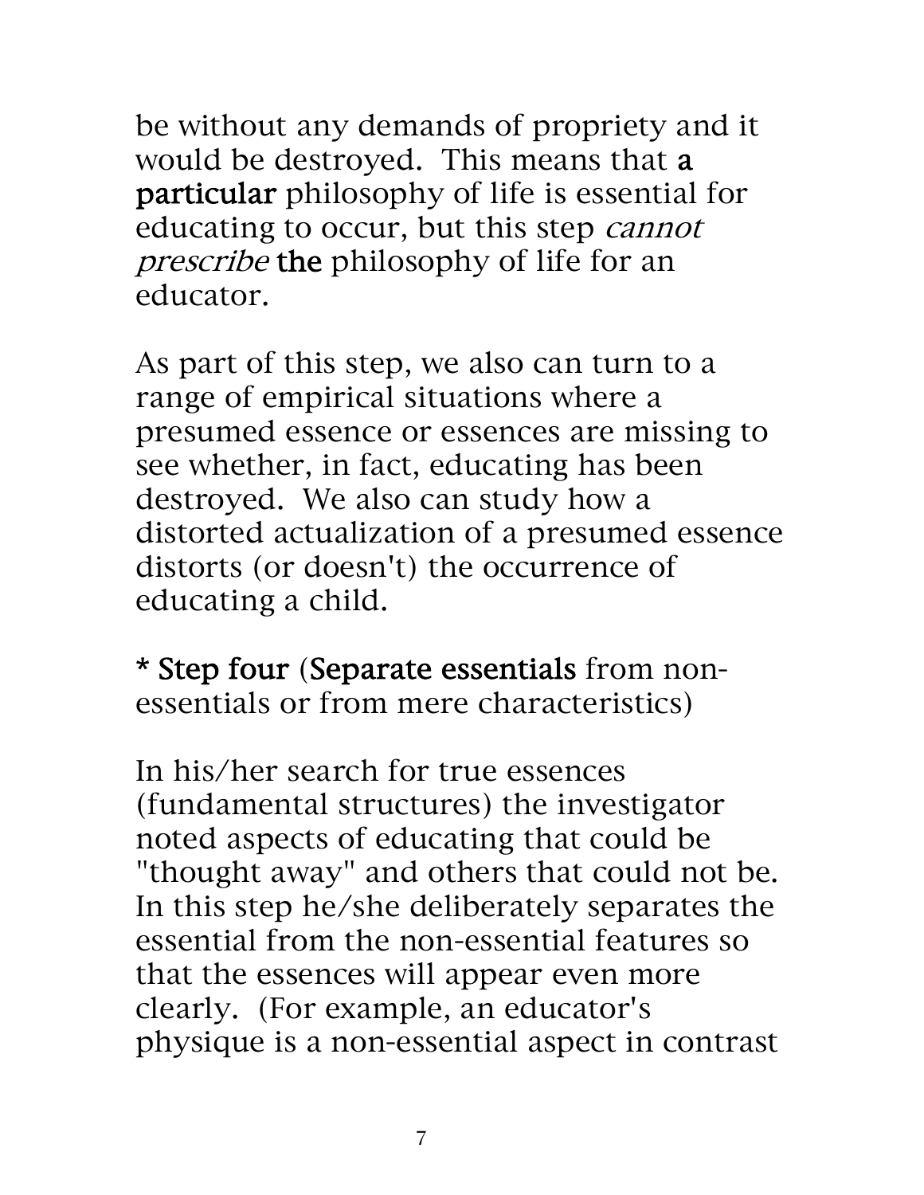be without any demands of propriety and it would be destroyed. This means that **a particular** philosophy of life is essential for educating to occur, but this step *cannot prescribe* **the** philosophy of life for an educator.

As part of this step, we also can turn to a range of empirical situations where a presumed essence or essences are missing to see whether, in fact, educating has been destroyed. We also can study how a distorted actualization of a presumed essence distorts (or doesn't) the occurrence of educating a child.

**\* Step four** (**Separate essentials** from non-essentials or from mere characteristics)

In his/her search for true essences (fundamental structures) the investigator noted aspects of educating that could be "thought away" and others that could not be. In this step he/she deliberately separates the essential from the non-essential features so that the essences will appear even more clearly. (For example, an educator's physique is a non-essential aspect in contrast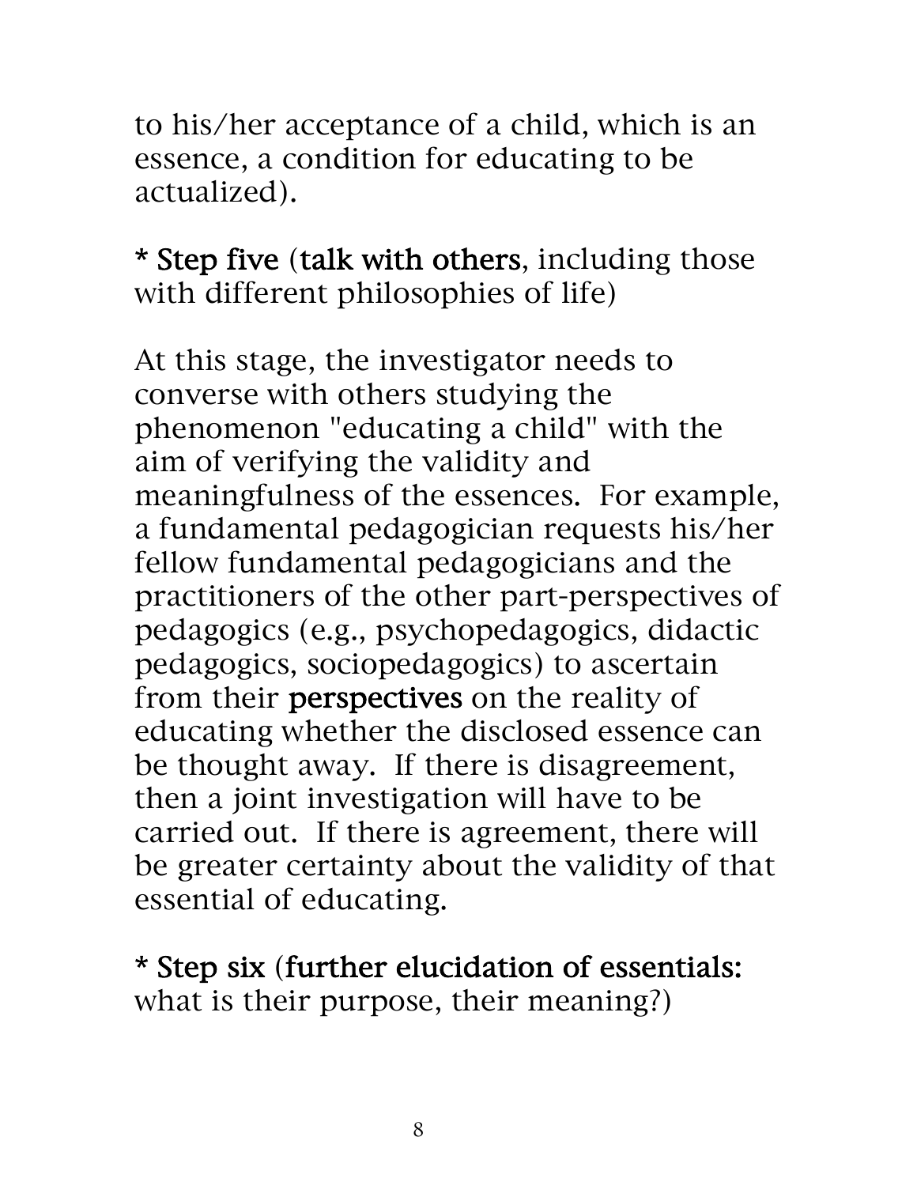to his/her acceptance of a child, which is an essence, a condition for educating to be actualized).

* **Step five** (**talk with others**, including those with different philosophies of life)

At this stage, the investigator needs to converse with others studying the phenomenon "educating a child" with the aim of verifying the validity and meaningfulness of the essences. For example, a fundamental pedagogician requests his/her fellow fundamental pedagogicians and the practitioners of the other part-perspectives of pedagogics (e.g., psychopedagogics, didactic pedagogics, sociopedagogics) to ascertain from their **perspectives** on the reality of educating whether the disclosed essence can be thought away. If there is disagreement, then a joint investigation will have to be carried out. If there is agreement, there will be greater certainty about the validity of that essential of educating.

* **Step six** (**further elucidation of essentials:** what is their purpose, their meaning?)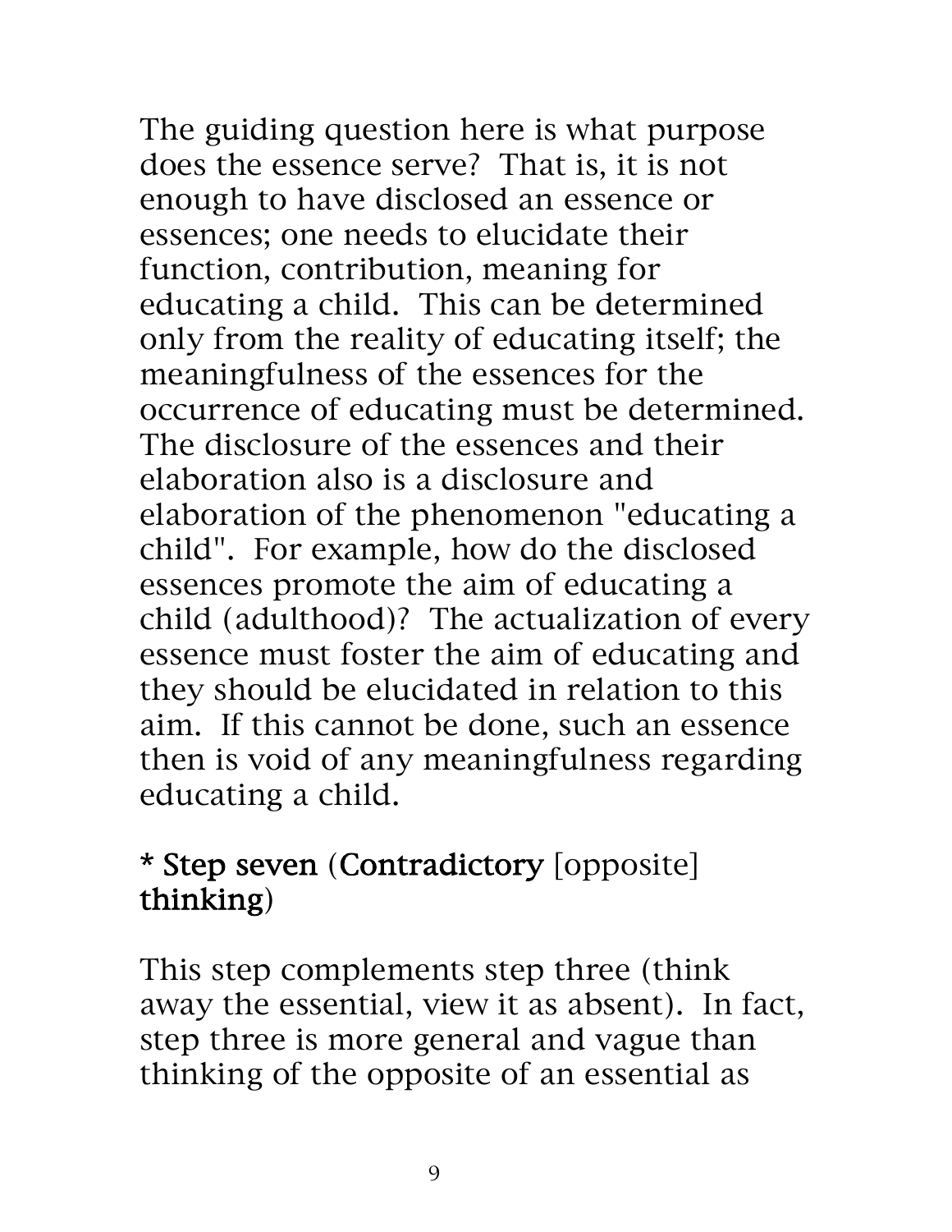The guiding question here is what purpose does the essence serve? That is, it is not enough to have disclosed an essence or essences; one needs to elucidate their function, contribution, meaning for educating a child. This can be determined only from the reality of educating itself; the meaningfulness of the essences for the occurrence of educating must be determined. The disclosure of the essences and their elaboration also is a disclosure and elaboration of the phenomenon "educating a child". For example, how do the disclosed essences promote the aim of educating a child (adulthood)? The actualization of every essence must foster the aim of educating and they should be elucidated in relation to this aim. If this cannot be done, such an essence then is void of any meaningfulness regarding educating a child.

**\* Step seven** (**Contradictory** [opposite] **thinking**)

This step complements step three (think away the essential, view it as absent). In fact, step three is more general and vague than thinking of the opposite of an essential as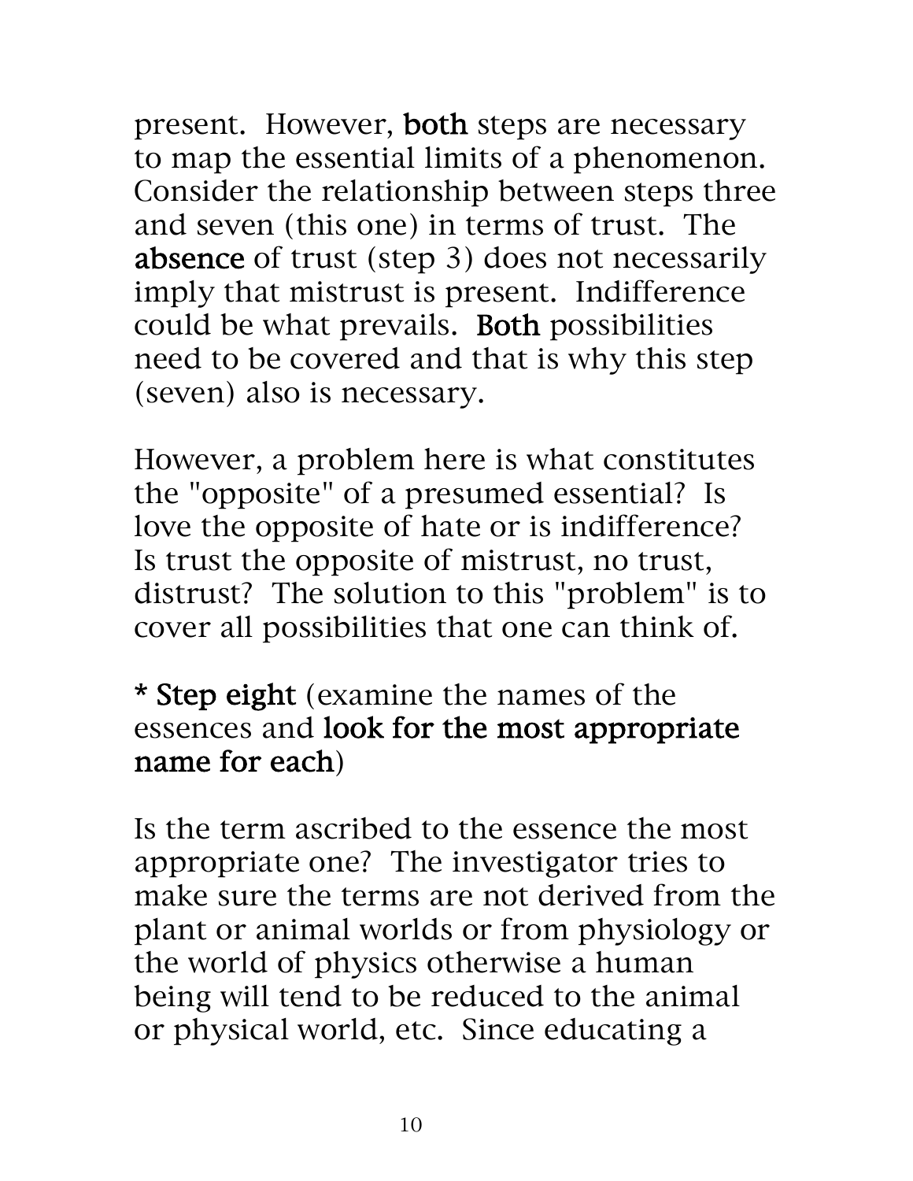present. However, **both** steps are necessary to map the essential limits of a phenomenon. Consider the relationship between steps three and seven (this one) in terms of trust. The **absence** of trust (step 3) does not necessarily imply that mistrust is present. Indifference could be what prevails. **Both** possibilities need to be covered and that is why this step (seven) also is necessary.

However, a problem here is what constitutes the "opposite" of a presumed essential? Is love the opposite of hate or is indifference? Is trust the opposite of mistrust, no trust, distrust? The solution to this "problem" is to cover all possibilities that one can think of.

**\* Step eight** (examine the names of the essences and **look for the most appropriate name for each**)

Is the term ascribed to the essence the most appropriate one? The investigator tries to make sure the terms are not derived from the plant or animal worlds or from physiology or the world of physics otherwise a human being will tend to be reduced to the animal or physical world, etc. Since educating a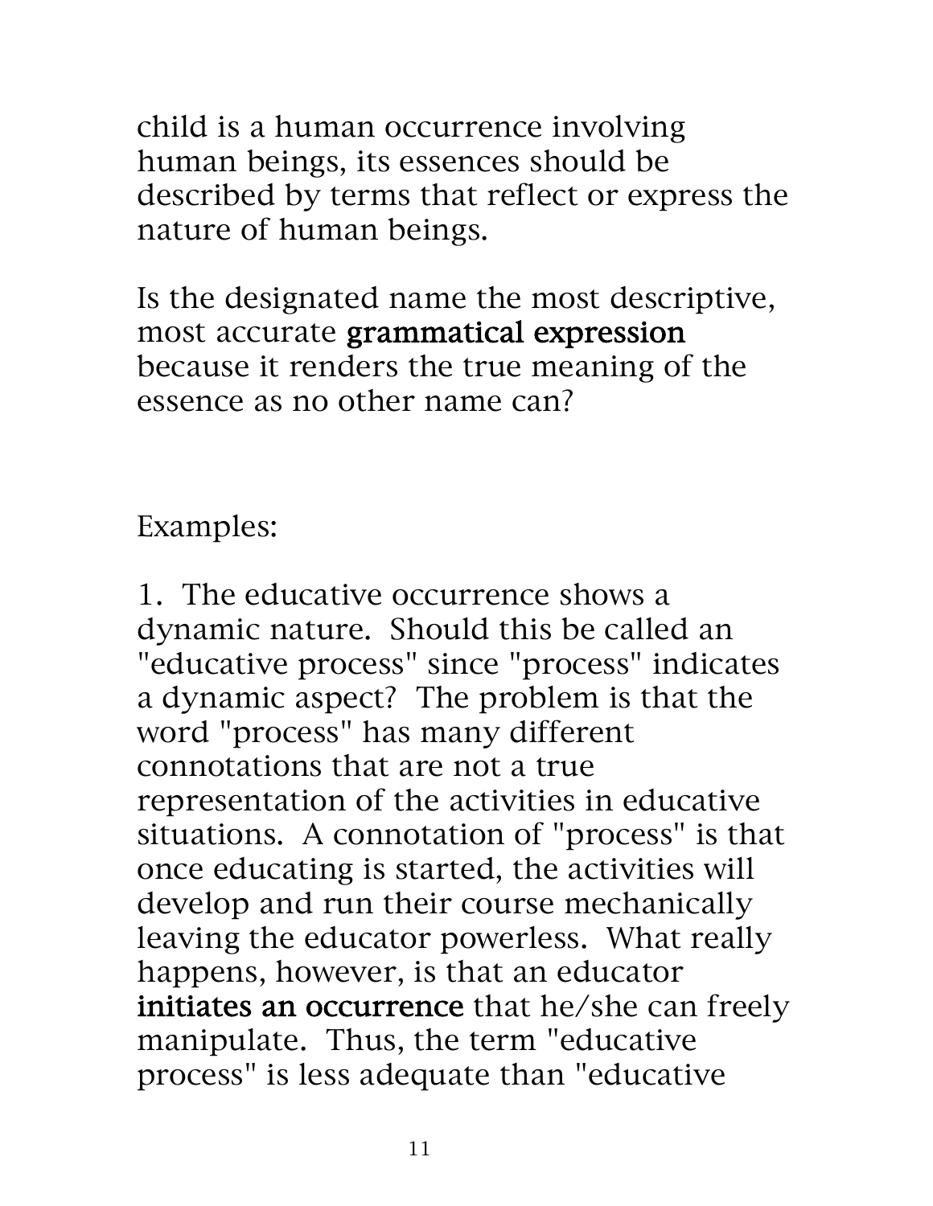child is a human occurrence involving human beings, its essences should be described by terms that reflect or express the nature of human beings.

Is the designated name the most descriptive, most accurate **grammatical expression** because it renders the true meaning of the essence as no other name can?

Examples:

1. The educative occurrence shows a dynamic nature. Should this be called an "educative process" since "process" indicates a dynamic aspect? The problem is that the word "process" has many different connotations that are not a true representation of the activities in educative situations. A connotation of "process" is that once educating is started, the activities will develop and run their course mechanically leaving the educator powerless. What really happens, however, is that an educator **initiates an occurrence** that he/she can freely manipulate. Thus, the term "educative process" is less adequate than "educative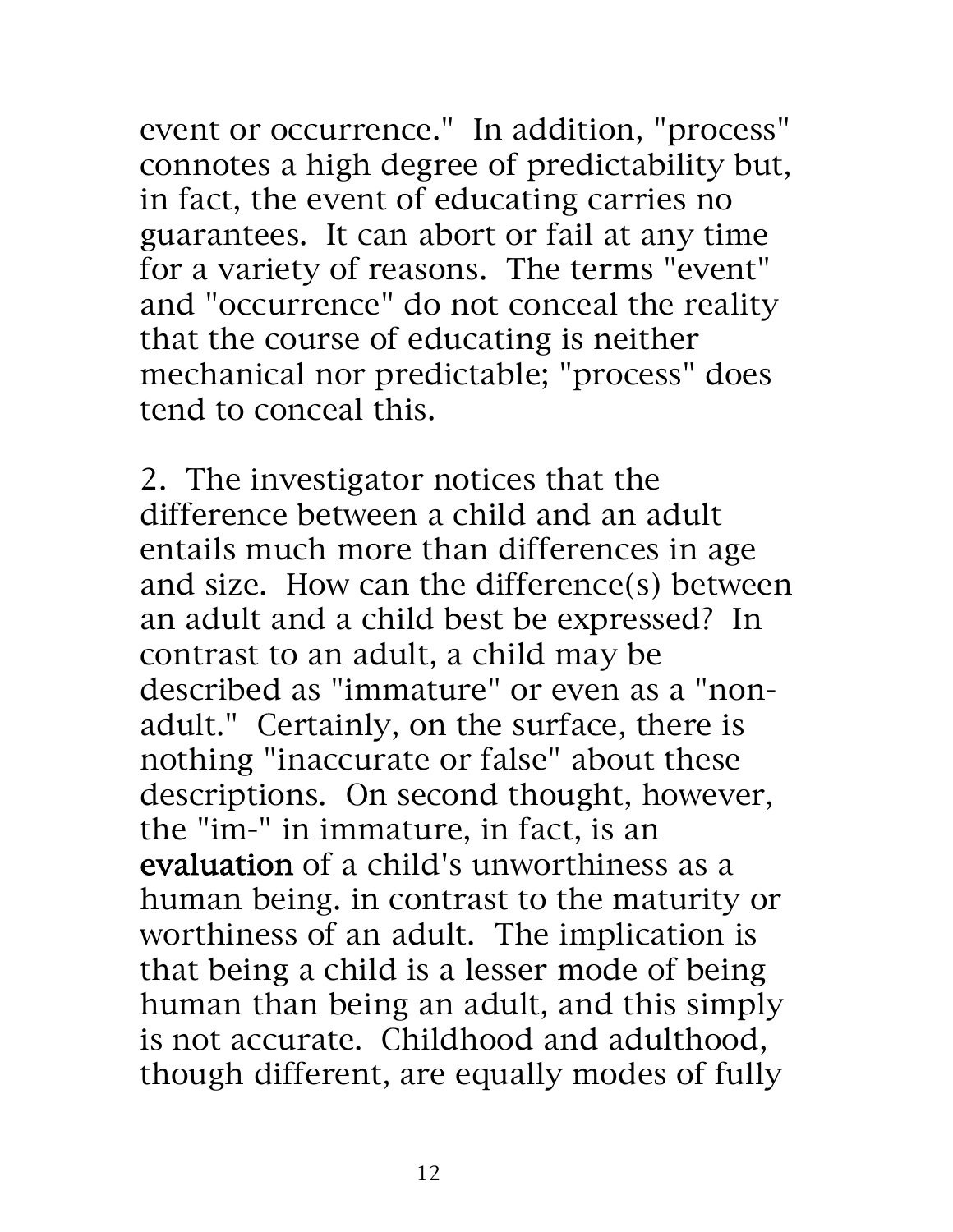event or occurrence." In addition, "process" connotes a high degree of predictability but, in fact, the event of educating carries no guarantees. It can abort or fail at any time for a variety of reasons. The terms "event" and "occurrence" do not conceal the reality that the course of educating is neither mechanical nor predictable; "process" does tend to conceal this.

2. The investigator notices that the difference between a child and an adult entails much more than differences in age and size. How can the difference(s) between an adult and a child best be expressed? In contrast to an adult, a child may be described as "immature" or even as a "non-adult." Certainly, on the surface, there is nothing "inaccurate or false" about these descriptions. On second thought, however, the "im-" in immature, in fact, is an **evaluation** of a child's unworthiness as a human being. in contrast to the maturity or worthiness of an adult. The implication is that being a child is a lesser mode of being human than being an adult, and this simply is not accurate. Childhood and adulthood, though different, are equally modes of fully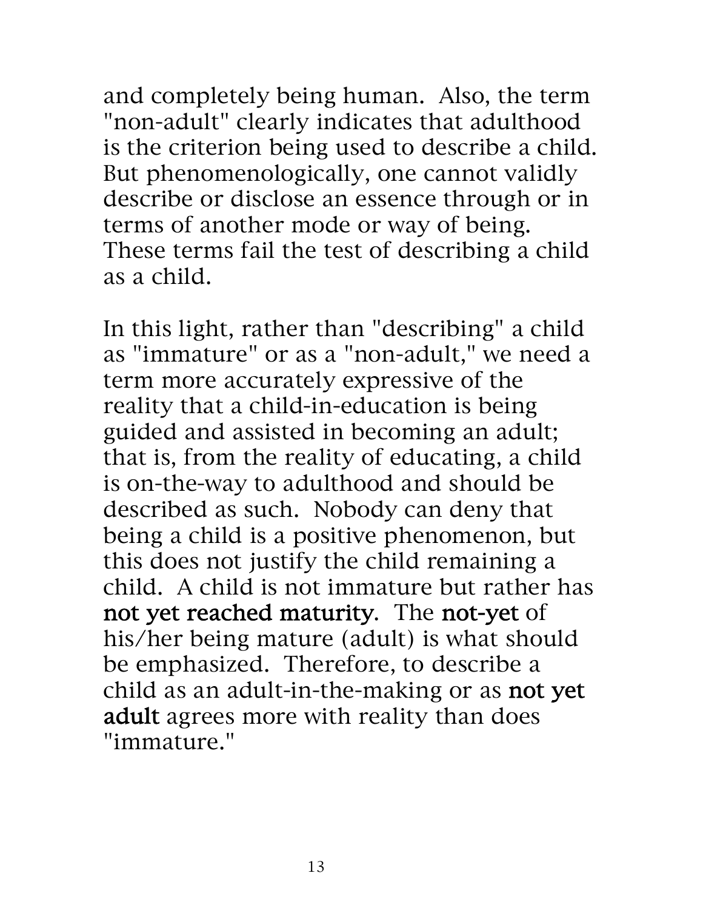and completely being human. Also, the term "non-adult" clearly indicates that adulthood is the criterion being used to describe a child. But phenomenologically, one cannot validly describe or disclose an essence through or in terms of another mode or way of being. These terms fail the test of describing a child as a child.

In this light, rather than "describing" a child as "immature" or as a "non-adult," we need a term more accurately expressive of the reality that a child-in-education is being guided and assisted in becoming an adult; that is, from the reality of educating, a child is on-the-way to adulthood and should be described as such. Nobody can deny that being a child is a positive phenomenon, but this does not justify the child remaining a child. A child is not immature but rather has **not yet reached maturity**. The **not-yet** of his/her being mature (adult) is what should be emphasized. Therefore, to describe a child as an adult-in-the-making or as **not yet adult** agrees more with reality than does "immature."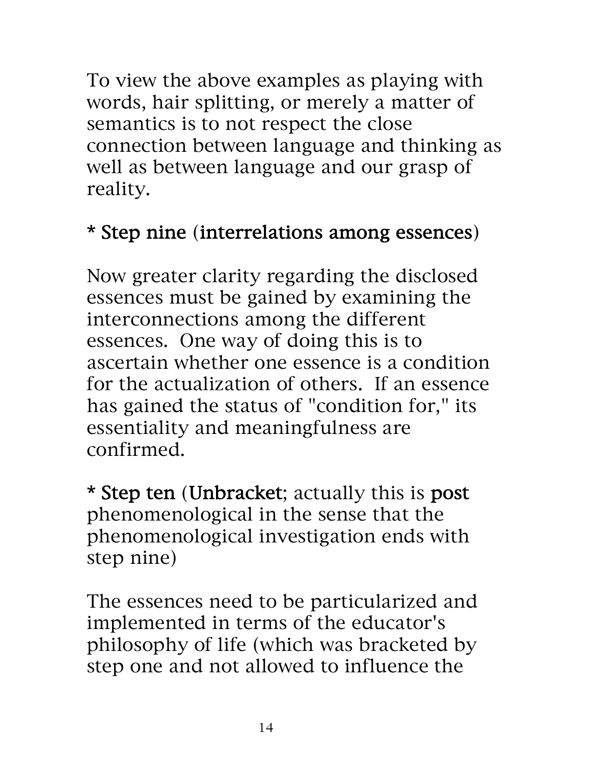To view the above examples as playing with words, hair splitting, or merely a matter of semantics is to not respect the close connection between language and thinking as well as between language and our grasp of reality.

* **Step nine** (**interrelations among essences**)

Now greater clarity regarding the disclosed essences must be gained by examining the interconnections among the different essences.  One way of doing this is to ascertain whether one essence is a condition for the actualization of others.  If an essence has gained the status of "condition for," its essentiality and meaningfulness are confirmed.

* **Step ten** (**Unbracket**; actually this is **post** phenomenological in the sense that the phenomenological investigation ends with step nine)

The essences need to be particularized and implemented in terms of the educator's philosophy of life (which was bracketed by step one and not allowed to influence the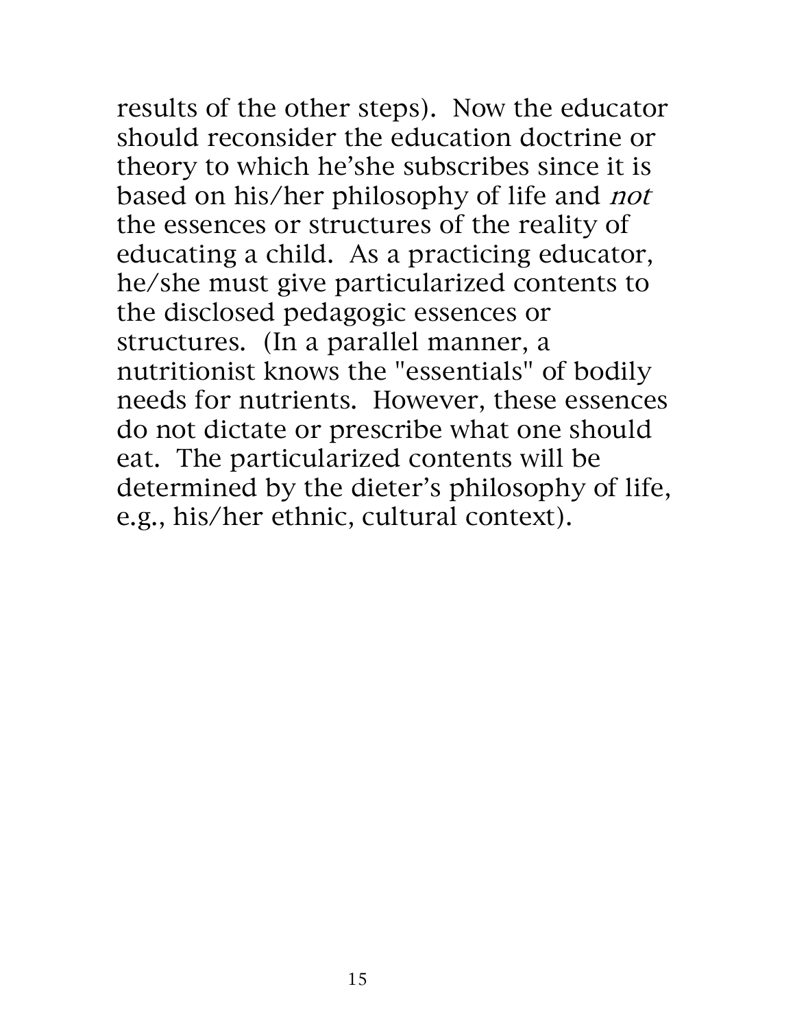results of the other steps). Now the educator should reconsider the education doctrine or theory to which he'she subscribes since it is based on his/her philosophy of life and *not* the essences or structures of the reality of educating a child. As a practicing educator, he/she must give particularized contents to the disclosed pedagogic essences or structures. (In a parallel manner, a nutritionist knows the "essentials" of bodily needs for nutrients. However, these essences do not dictate or prescribe what one should eat. The particularized contents will be determined by the dieter's philosophy of life, e.g., his/her ethnic, cultural context).